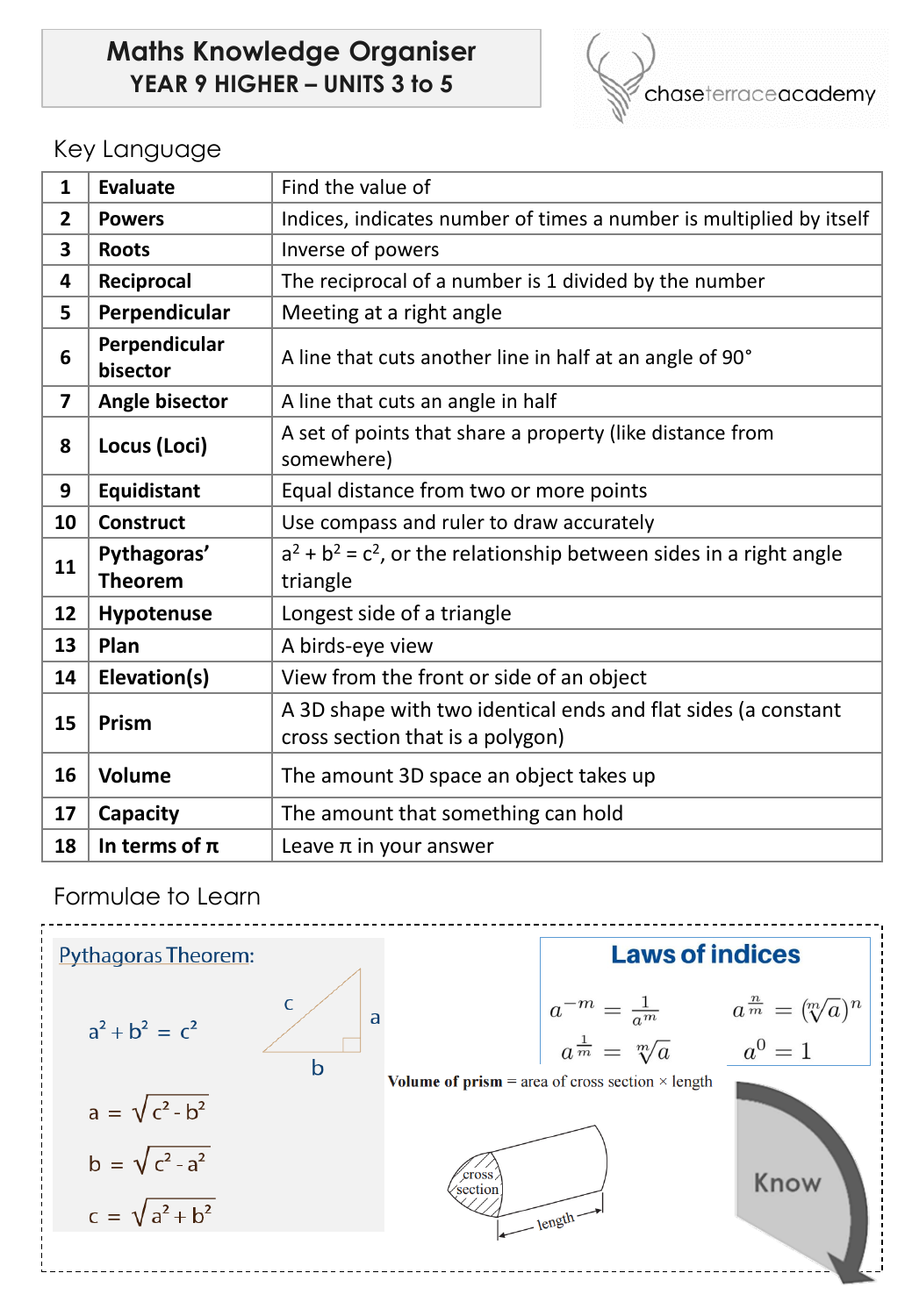# Maths Knowledge Organiser
## YEAR 9 HIGHER – UNITS 3 to 5

chaseterraceacademy

## Key Language

| | | |
|---|---|---|
| 1 | **Evaluate** | Find the value of |
| 2 | **Powers** | Indices, indicates number of times a number is multiplied by itself |
| 3 | **Roots** | Inverse of powers |
| 4 | **Reciprocal** | The reciprocal of a number is 1 divided by the number |
| 5 | **Perpendicular** | Meeting at a right angle |
| 6 | **Perpendicular bisector** | A line that cuts another line in half at an angle of 90° |
| 7 | **Angle bisector** | A line that cuts an angle in half |
| 8 | **Locus (Loci)** | A set of points that share a property (like distance from somewhere) |
| 9 | **Equidistant** | Equal distance from two or more points |
| 10 | **Construct** | Use compass and ruler to draw accurately |
| 11 | **Pythagoras' Theorem** | $a^2 + b^2 = c^2$, or the relationship between sides in a right angle triangle |
| 12 | **Hypotenuse** | Longest side of a triangle |
| 13 | **Plan** | A birds-eye view |
| 14 | **Elevation(s)** | View from the front or side of an object |
| 15 | **Prism** | A 3D shape with two identical ends and flat sides (a constant cross section that is a polygon) |
| 16 | **Volume** | The amount 3D space an object takes up |
| 17 | **Capacity** | The amount that something can hold |
| 18 | **In terms of π** | Leave π in your answer |

## Formulae to Learn

### Pythagoras Theorem:

$$a^2 + b^2 = c^2$$

(Right-angled triangle with sides a, b and hypotenuse c)

$$a = \sqrt{c^2 - b^2}$$

$$b = \sqrt{c^2 - a^2}$$

$$c = \sqrt{a^2 + b^2}$$

### Laws of indices

$$a^{-m} = \frac{1}{a^m} \qquad a^{\frac{n}{m}} = (\sqrt[m]{a})^n$$

$$a^{\frac{1}{m}} = \sqrt[m]{a} \qquad a^0 = 1$$

**Volume of prism** = area of cross section × length

(Diagram labels: cross section, length)

Know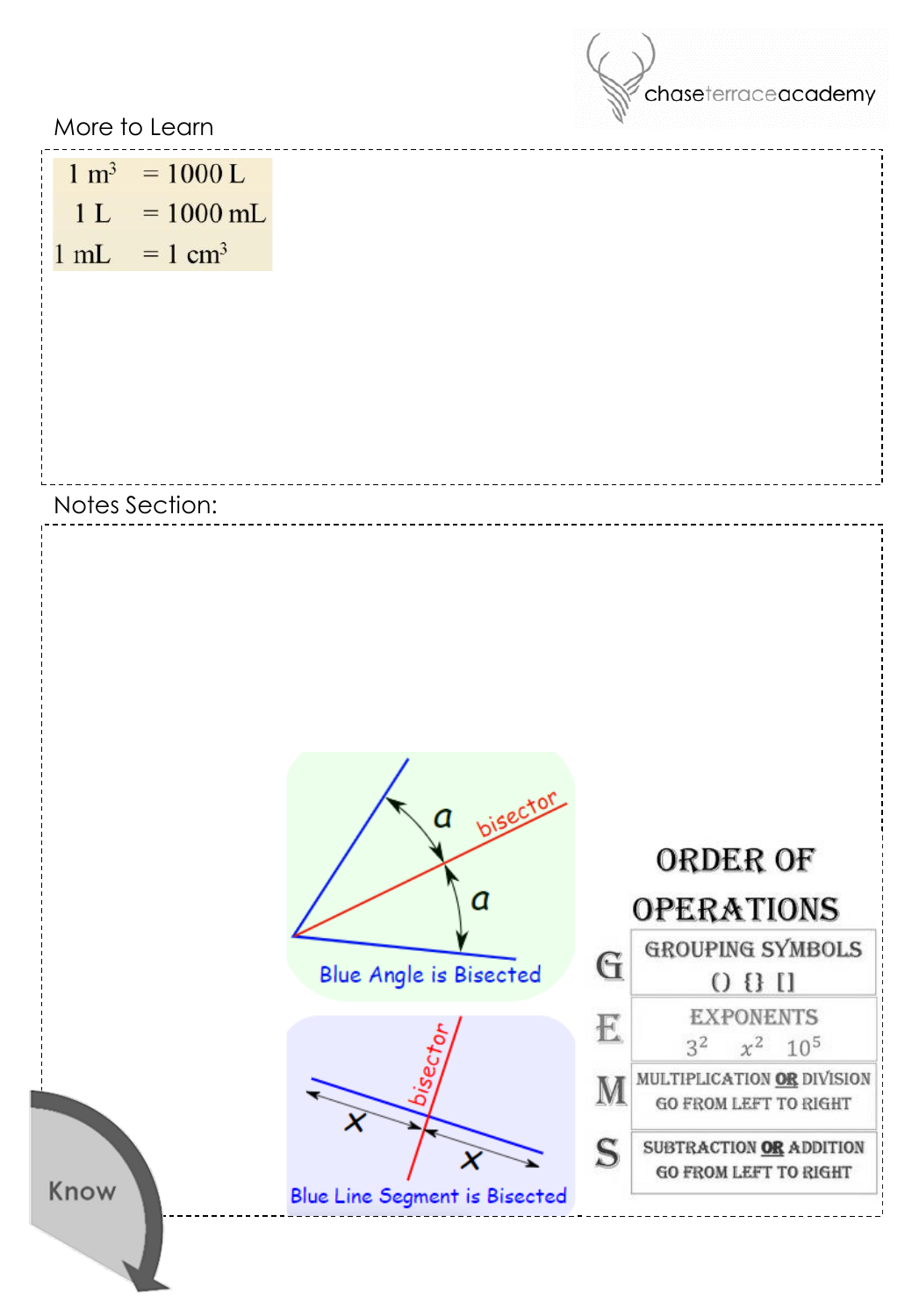## More to Learn

| | |
|---|---|
| 1 $m^3$ | = 1000 L |
| 1 L | = 1000 mL |
| 1 mL | = 1 $cm^3$ |

## Notes Section:

a — bisector — a

Blue Angle is Bisected

bisector — x — x

Blue Line Segment is Bisected

### ORDER OF OPERATIONS

| | |
|---|---|
| G | GROUPING SYMBOLS ( ) { } [ ] |
| E | EXPONENTS $3^2$ $x^2$ $10^5$ |
| M | MULTIPLICATION **OR** DIVISION GO FROM LEFT TO RIGHT |
| S | SUBTRACTION **OR** ADDITION GO FROM LEFT TO RIGHT |

Know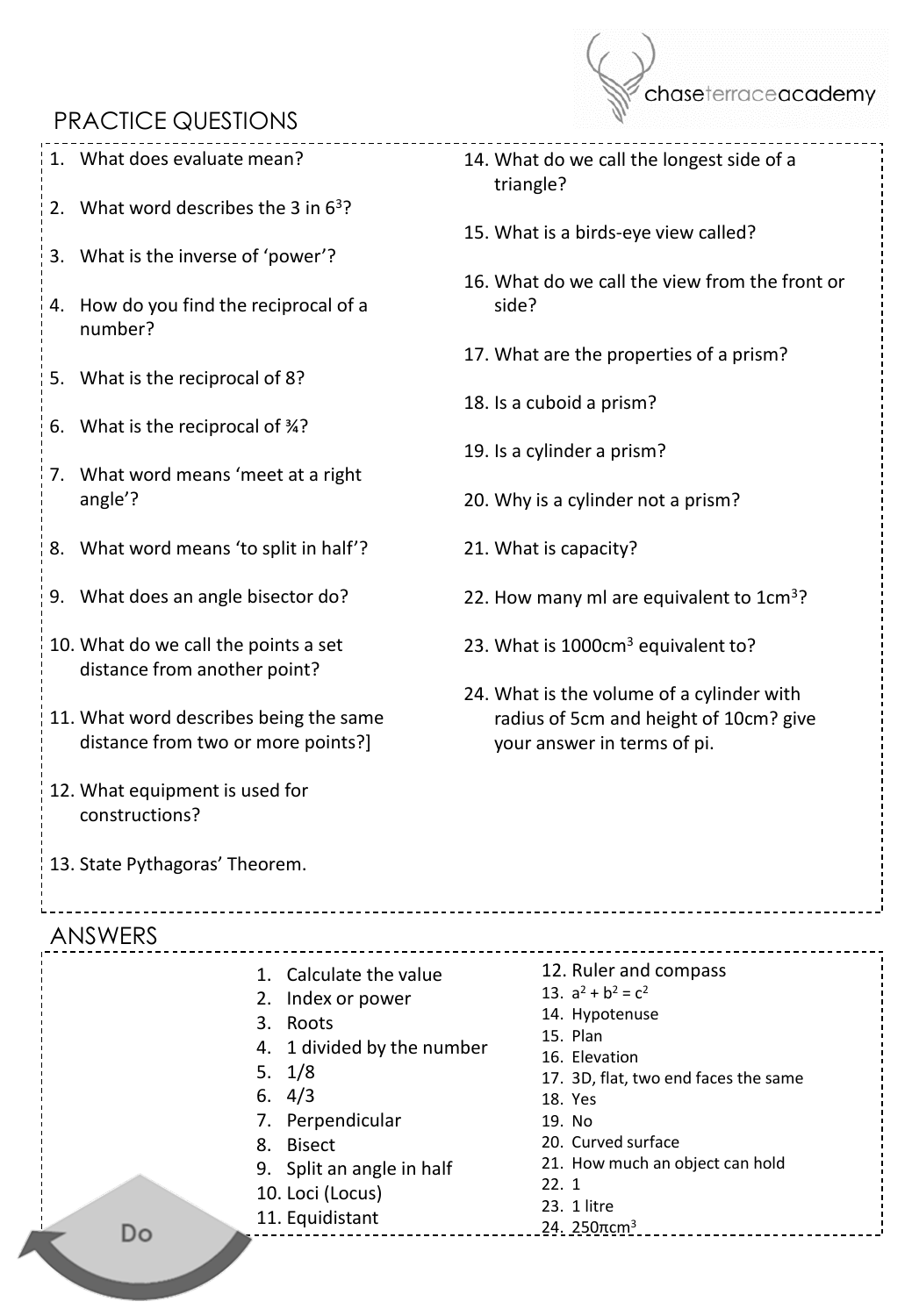## PRACTICE QUESTIONS

1. What does evaluate mean?
2. What word describes the 3 in $6^3$?
3. What is the inverse of 'power'?
4. How do you find the reciprocal of a number?
5. What is the reciprocal of 8?
6. What is the reciprocal of ¾?
7. What word means 'meet at a right angle'?
8. What word means 'to split in half'?
9. What does an angle bisector do?
10. What do we call the points a set distance from another point?
11. What word describes being the same distance from two or more points?]
12. What equipment is used for constructions?
13. State Pythagoras' Theorem.
14. What do we call the longest side of a triangle?
15. What is a birds-eye view called?
16. What do we call the view from the front or side?
17. What are the properties of a prism?
18. Is a cuboid a prism?
19. Is a cylinder a prism?
20. Why is a cylinder not a prism?
21. What is capacity?
22. How many ml are equivalent to $1cm^3$?
23. What is $1000cm^3$ equivalent to?
24. What is the volume of a cylinder with radius of 5cm and height of 10cm? give your answer in terms of pi.

## ANSWERS

1. Calculate the value
2. Index or power
3. Roots
4. 1 divided by the number
5. 1/8
6. 4/3
7. Perpendicular
8. Bisect
9. Split an angle in half
10. Loci (Locus)
11. Equidistant
12. Ruler and compass
13. $a^2 + b^2 = c^2$
14. Hypotenuse
15. Plan
16. Elevation
17. 3D, flat, two end faces the same
18. Yes
19. No
20. Curved surface
21. How much an object can hold
22. 1
23. 1 litre
24. $250\pi cm^3$